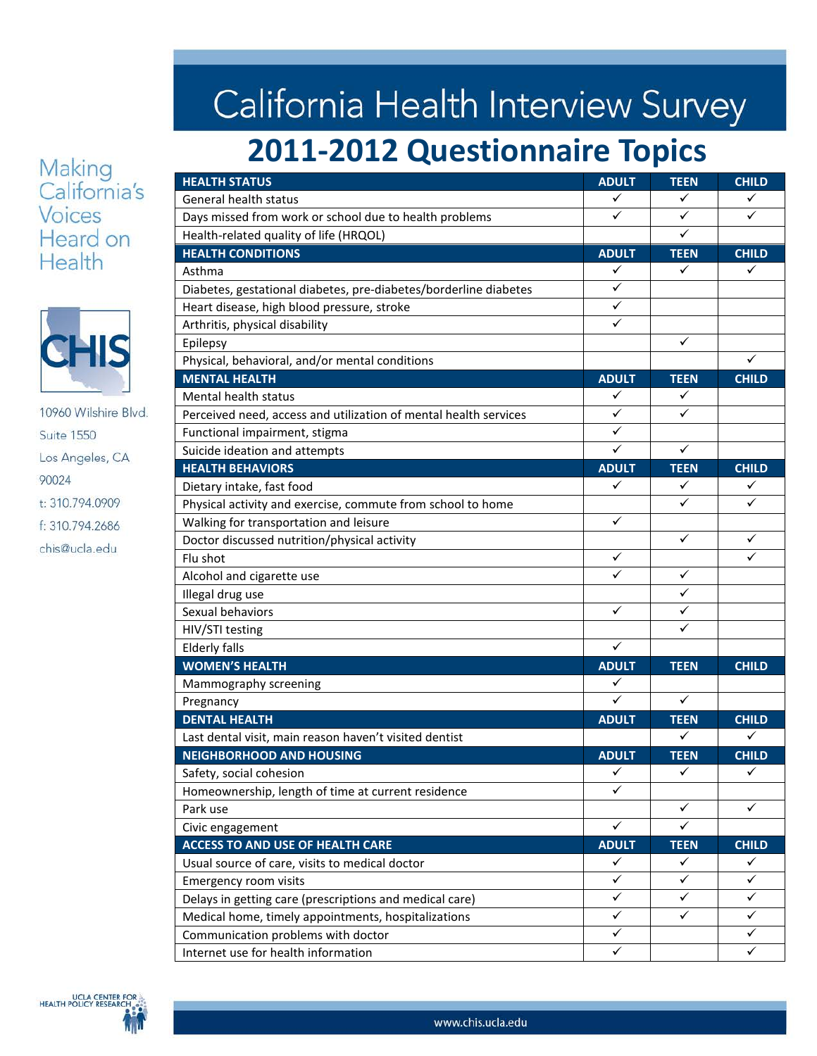# California Health Interview Survey

## 2011-2012 Questionnaire Topics

Making California's Voices Heard on Health

CHIS

10960 Wilshire Blvd.
Suite 1550
Los Angeles, CA
90024
t: 310.794.0909
f: 310.794.2686
chis@ucla.edu

| HEALTH STATUS | ADULT | TEEN | CHILD |
|---|---|---|---|
| General health status | ✓ | ✓ | ✓ |
| Days missed from work or school due to health problems | ✓ | ✓ | ✓ |
| Health-related quality of life (HRQOL) | | ✓ | |
| **HEALTH CONDITIONS** | **ADULT** | **TEEN** | **CHILD** |
| Asthma | ✓ | ✓ | ✓ |
| Diabetes, gestational diabetes, pre-diabetes/borderline diabetes | ✓ | | |
| Heart disease, high blood pressure, stroke | ✓ | | |
| Arthritis, physical disability | ✓ | | |
| Epilepsy | | ✓ | |
| Physical, behavioral, and/or mental conditions | | | ✓ |
| **MENTAL HEALTH** | **ADULT** | **TEEN** | **CHILD** |
| Mental health status | ✓ | ✓ | |
| Perceived need, access and utilization of mental health services | ✓ | ✓ | |
| Functional impairment, stigma | ✓ | | |
| Suicide ideation and attempts | ✓ | ✓ | |
| **HEALTH BEHAVIORS** | **ADULT** | **TEEN** | **CHILD** |
| Dietary intake, fast food | ✓ | ✓ | ✓ |
| Physical activity and exercise, commute from school to home | | ✓ | ✓ |
| Walking for transportation and leisure | ✓ | | |
| Doctor discussed nutrition/physical activity | | ✓ | ✓ |
| Flu shot | ✓ | | ✓ |
| Alcohol and cigarette use | ✓ | ✓ | |
| Illegal drug use | | ✓ | |
| Sexual behaviors | ✓ | ✓ | |
| HIV/STI testing | | ✓ | |
| Elderly falls | ✓ | | |
| **WOMEN'S HEALTH** | **ADULT** | **TEEN** | **CHILD** |
| Mammography screening | ✓ | | |
| Pregnancy | ✓ | ✓ | |
| **DENTAL HEALTH** | **ADULT** | **TEEN** | **CHILD** |
| Last dental visit, main reason haven't visited dentist | | ✓ | ✓ |
| **NEIGHBORHOOD AND HOUSING** | **ADULT** | **TEEN** | **CHILD** |
| Safety, social cohesion | ✓ | ✓ | ✓ |
| Homeownership, length of time at current residence | ✓ | | |
| Park use | | ✓ | ✓ |
| Civic engagement | ✓ | ✓ | |
| **ACCESS TO AND USE OF HEALTH CARE** | **ADULT** | **TEEN** | **CHILD** |
| Usual source of care, visits to medical doctor | ✓ | ✓ | ✓ |
| Emergency room visits | ✓ | ✓ | ✓ |
| Delays in getting care (prescriptions and medical care) | ✓ | ✓ | ✓ |
| Medical home, timely appointments, hospitalizations | ✓ | ✓ | ✓ |
| Communication problems with doctor | ✓ | | ✓ |
| Internet use for health information | ✓ | | ✓ |

UCLA CENTER FOR HEALTH POLICY RESEARCH

www.chis.ucla.edu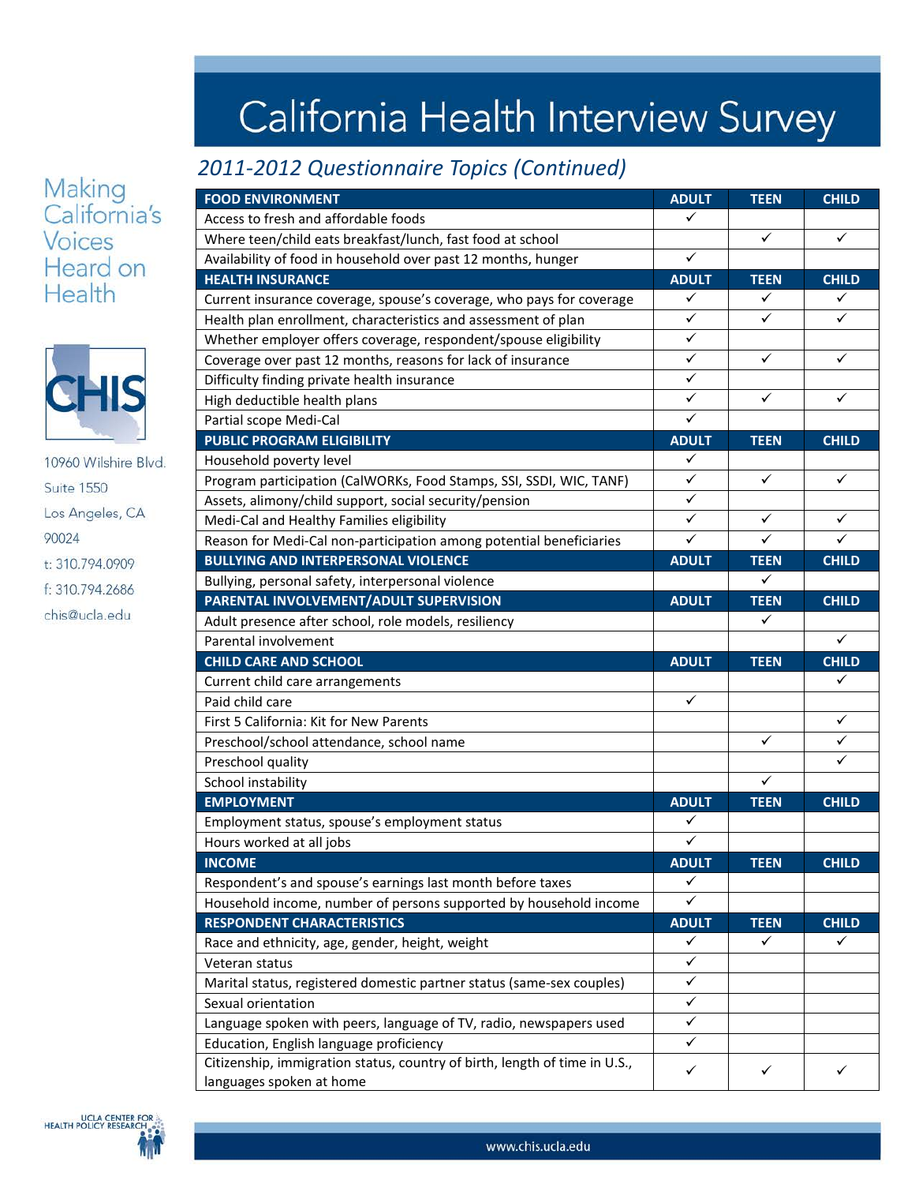# California Health Interview Survey

## 2011-2012 Questionnaire Topics (Continued)

Making California's Voices Heard on Health

CHIS

10960 Wilshire Blvd.
Suite 1550
Los Angeles, CA
90024
t: 310.794.0909
f: 310.794.2686
chis@ucla.edu

| FOOD ENVIRONMENT | ADULT | TEEN | CHILD |
|---|---|---|---|
| Access to fresh and affordable foods | ✓ | | |
| Where teen/child eats breakfast/lunch, fast food at school | | ✓ | ✓ |
| Availability of food in household over past 12 months, hunger | ✓ | | |
| **HEALTH INSURANCE** | **ADULT** | **TEEN** | **CHILD** |
| Current insurance coverage, spouse's coverage, who pays for coverage | ✓ | ✓ | ✓ |
| Health plan enrollment, characteristics and assessment of plan | ✓ | ✓ | ✓ |
| Whether employer offers coverage, respondent/spouse eligibility | ✓ | | |
| Coverage over past 12 months, reasons for lack of insurance | ✓ | ✓ | ✓ |
| Difficulty finding private health insurance | ✓ | | |
| High deductible health plans | ✓ | ✓ | ✓ |
| Partial scope Medi-Cal | ✓ | | |
| **PUBLIC PROGRAM ELIGIBILITY** | **ADULT** | **TEEN** | **CHILD** |
| Household poverty level | ✓ | | |
| Program participation (CalWORKs, Food Stamps, SSI, SSDI, WIC, TANF) | ✓ | ✓ | ✓ |
| Assets, alimony/child support, social security/pension | ✓ | | |
| Medi-Cal and Healthy Families eligibility | ✓ | ✓ | ✓ |
| Reason for Medi-Cal non-participation among potential beneficiaries | ✓ | ✓ | ✓ |
| **BULLYING AND INTERPERSONAL VIOLENCE** | **ADULT** | **TEEN** | **CHILD** |
| Bullying, personal safety, interpersonal violence | | ✓ | |
| **PARENTAL INVOLVEMENT/ADULT SUPERVISION** | **ADULT** | **TEEN** | **CHILD** |
| Adult presence after school, role models, resiliency | | ✓ | |
| Parental involvement | | | ✓ |
| **CHILD CARE AND SCHOOL** | **ADULT** | **TEEN** | **CHILD** |
| Current child care arrangements | | | ✓ |
| Paid child care | ✓ | | |
| First 5 California: Kit for New Parents | | | ✓ |
| Preschool/school attendance, school name | | ✓ | ✓ |
| Preschool quality | | | ✓ |
| School instability | | ✓ | |
| **EMPLOYMENT** | **ADULT** | **TEEN** | **CHILD** |
| Employment status, spouse's employment status | ✓ | | |
| Hours worked at all jobs | ✓ | | |
| **INCOME** | **ADULT** | **TEEN** | **CHILD** |
| Respondent's and spouse's earnings last month before taxes | ✓ | | |
| Household income, number of persons supported by household income | ✓ | | |
| **RESPONDENT CHARACTERISTICS** | **ADULT** | **TEEN** | **CHILD** |
| Race and ethnicity, age, gender, height, weight | ✓ | ✓ | ✓ |
| Veteran status | ✓ | | |
| Marital status, registered domestic partner status (same-sex couples) | ✓ | | |
| Sexual orientation | ✓ | | |
| Language spoken with peers, language of TV, radio, newspapers used | ✓ | | |
| Education, English language proficiency | ✓ | | |
| Citizenship, immigration status, country of birth, length of time in U.S., languages spoken at home | ✓ | ✓ | ✓ |

UCLA CENTER FOR HEALTH POLICY RESEARCH

www.chis.ucla.edu